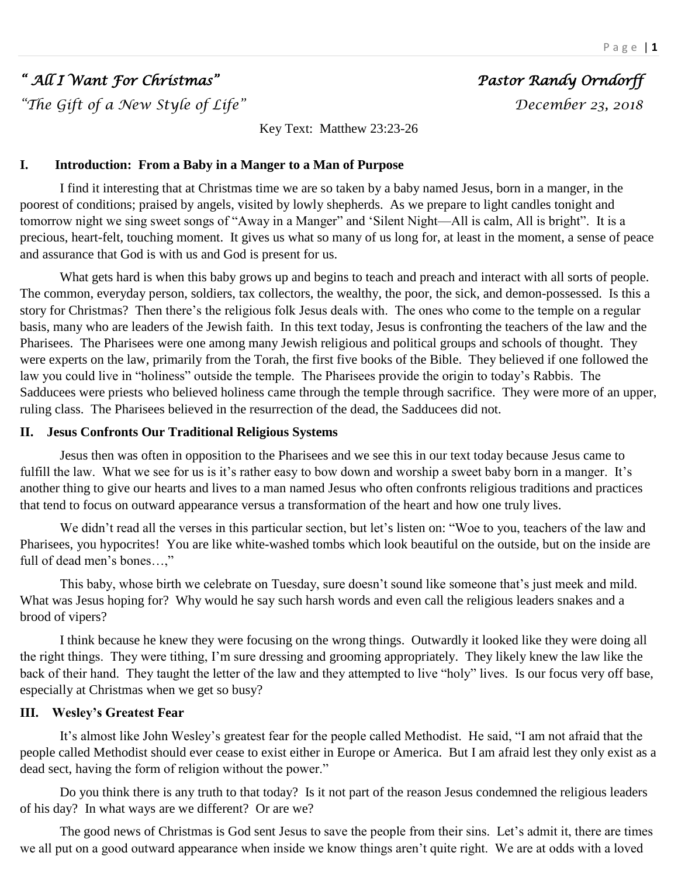*" All I Want For Christmas"* *Pastor Randy Orndorff*

*"The Gift of a New Style of Life"* *December 23, 2018*

Key Text: Matthew 23:23-26

## I. Introduction: From a Baby in a Manger to a Man of Purpose

I find it interesting that at Christmas time we are so taken by a baby named Jesus, born in a manger, in the poorest of conditions; praised by angels, visited by lowly shepherds. As we prepare to light candles tonight and tomorrow night we sing sweet songs of "Away in a Manger" and 'Silent Night—All is calm, All is bright". It is a precious, heart-felt, touching moment. It gives us what so many of us long for, at least in the moment, a sense of peace and assurance that God is with us and God is present for us.

What gets hard is when this baby grows up and begins to teach and preach and interact with all sorts of people. The common, everyday person, soldiers, tax collectors, the wealthy, the poor, the sick, and demon-possessed. Is this a story for Christmas? Then there's the religious folk Jesus deals with. The ones who come to the temple on a regular basis, many who are leaders of the Jewish faith. In this text today, Jesus is confronting the teachers of the law and the Pharisees. The Pharisees were one among many Jewish religious and political groups and schools of thought. They were experts on the law, primarily from the Torah, the first five books of the Bible. They believed if one followed the law you could live in "holiness" outside the temple. The Pharisees provide the origin to today's Rabbis. The Sadducees were priests who believed holiness came through the temple through sacrifice. They were more of an upper, ruling class. The Pharisees believed in the resurrection of the dead, the Sadducees did not.

## II. Jesus Confronts Our Traditional Religious Systems

Jesus then was often in opposition to the Pharisees and we see this in our text today because Jesus came to fulfill the law. What we see for us is it's rather easy to bow down and worship a sweet baby born in a manger. It's another thing to give our hearts and lives to a man named Jesus who often confronts religious traditions and practices that tend to focus on outward appearance versus a transformation of the heart and how one truly lives.

We didn't read all the verses in this particular section, but let's listen on: "Woe to you, teachers of the law and Pharisees, you hypocrites! You are like white-washed tombs which look beautiful on the outside, but on the inside are full of dead men's bones…,"

This baby, whose birth we celebrate on Tuesday, sure doesn't sound like someone that's just meek and mild. What was Jesus hoping for? Why would he say such harsh words and even call the religious leaders snakes and a brood of vipers?

I think because he knew they were focusing on the wrong things. Outwardly it looked like they were doing all the right things. They were tithing, I'm sure dressing and grooming appropriately. They likely knew the law like the back of their hand. They taught the letter of the law and they attempted to live "holy" lives. Is our focus very off base, especially at Christmas when we get so busy?

## III. Wesley's Greatest Fear

It's almost like John Wesley's greatest fear for the people called Methodist. He said, "I am not afraid that the people called Methodist should ever cease to exist either in Europe or America. But I am afraid lest they only exist as a dead sect, having the form of religion without the power."

Do you think there is any truth to that today? Is it not part of the reason Jesus condemned the religious leaders of his day? In what ways are we different? Or are we?

The good news of Christmas is God sent Jesus to save the people from their sins. Let's admit it, there are times we all put on a good outward appearance when inside we know things aren't quite right. We are at odds with a loved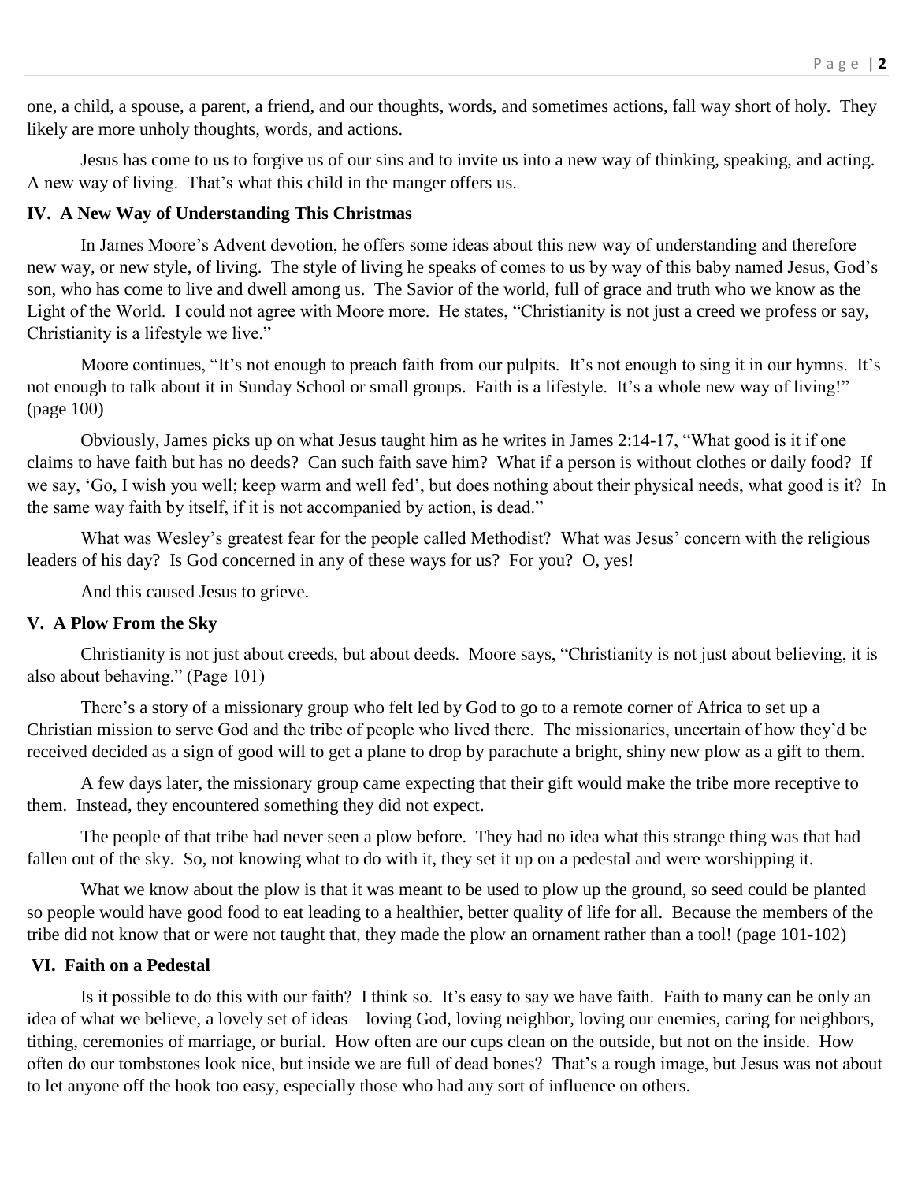one, a child, a spouse, a parent, a friend, and our thoughts, words, and sometimes actions, fall way short of holy. They likely are more unholy thoughts, words, and actions.

Jesus has come to us to forgive us of our sins and to invite us into a new way of thinking, speaking, and acting. A new way of living. That's what this child in the manger offers us.

### IV. A New Way of Understanding This Christmas

In James Moore's Advent devotion, he offers some ideas about this new way of understanding and therefore new way, or new style, of living. The style of living he speaks of comes to us by way of this baby named Jesus, God's son, who has come to live and dwell among us. The Savior of the world, full of grace and truth who we know as the Light of the World. I could not agree with Moore more. He states, "Christianity is not just a creed we profess or say, Christianity is a lifestyle we live."

Moore continues, "It's not enough to preach faith from our pulpits. It's not enough to sing it in our hymns. It's not enough to talk about it in Sunday School or small groups. Faith is a lifestyle. It's a whole new way of living!" (page 100)

Obviously, James picks up on what Jesus taught him as he writes in James 2:14-17, "What good is it if one claims to have faith but has no deeds? Can such faith save him? What if a person is without clothes or daily food? If we say, 'Go, I wish you well; keep warm and well fed', but does nothing about their physical needs, what good is it? In the same way faith by itself, if it is not accompanied by action, is dead."

What was Wesley's greatest fear for the people called Methodist? What was Jesus' concern with the religious leaders of his day? Is God concerned in any of these ways for us? For you? O, yes!

And this caused Jesus to grieve.

### V. A Plow From the Sky

Christianity is not just about creeds, but about deeds. Moore says, "Christianity is not just about believing, it is also about behaving." (Page 101)

There's a story of a missionary group who felt led by God to go to a remote corner of Africa to set up a Christian mission to serve God and the tribe of people who lived there. The missionaries, uncertain of how they'd be received decided as a sign of good will to get a plane to drop by parachute a bright, shiny new plow as a gift to them.

A few days later, the missionary group came expecting that their gift would make the tribe more receptive to them. Instead, they encountered something they did not expect.

The people of that tribe had never seen a plow before. They had no idea what this strange thing was that had fallen out of the sky. So, not knowing what to do with it, they set it up on a pedestal and were worshipping it.

What we know about the plow is that it was meant to be used to plow up the ground, so seed could be planted so people would have good food to eat leading to a healthier, better quality of life for all. Because the members of the tribe did not know that or were not taught that, they made the plow an ornament rather than a tool! (page 101-102)

### VI. Faith on a Pedestal

Is it possible to do this with our faith? I think so. It's easy to say we have faith. Faith to many can be only an idea of what we believe, a lovely set of ideas—loving God, loving neighbor, loving our enemies, caring for neighbors, tithing, ceremonies of marriage, or burial. How often are our cups clean on the outside, but not on the inside. How often do our tombstones look nice, but inside we are full of dead bones? That's a rough image, but Jesus was not about to let anyone off the hook too easy, especially those who had any sort of influence on others.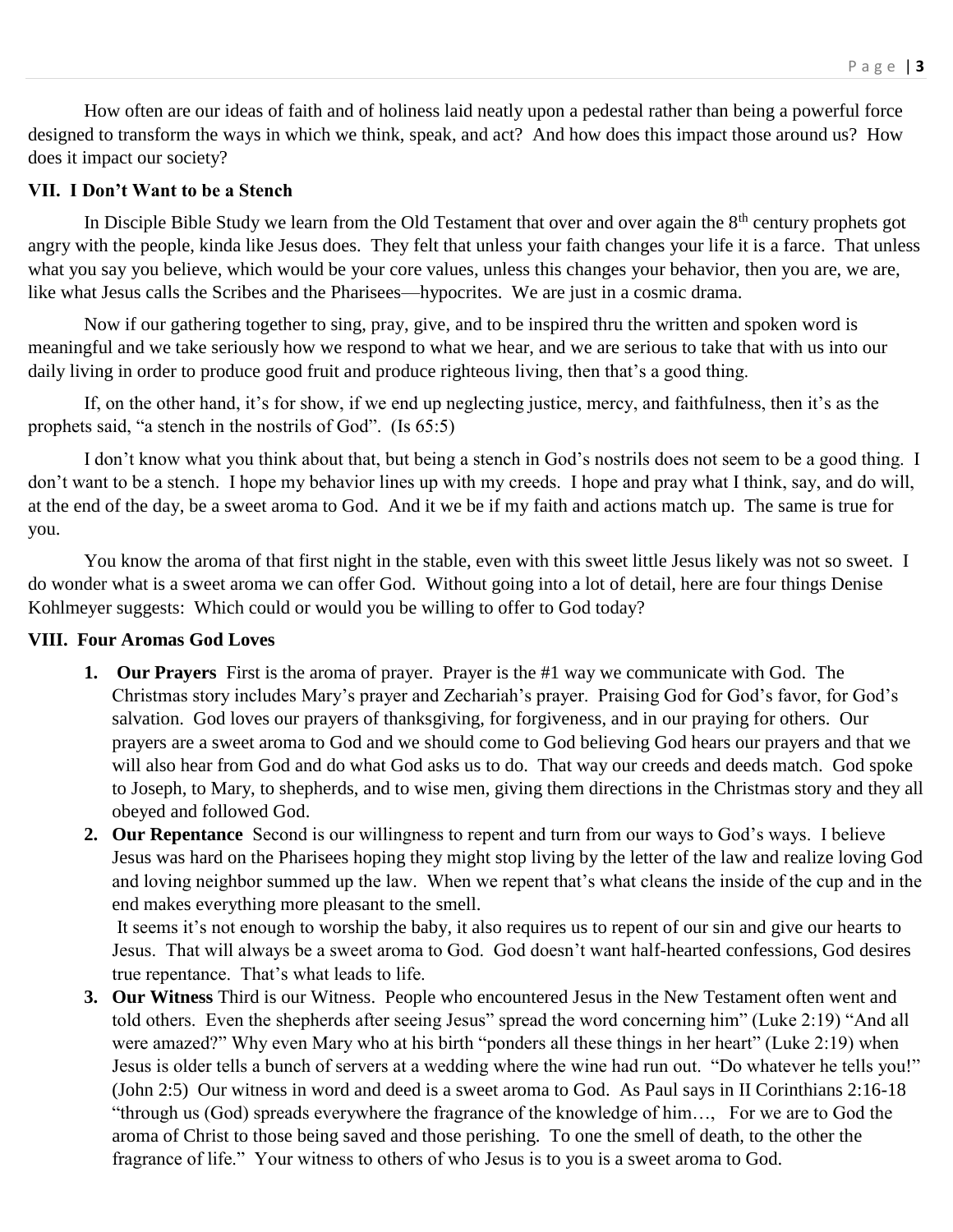How often are our ideas of faith and of holiness laid neatly upon a pedestal rather than being a powerful force designed to transform the ways in which we think, speak, and act? And how does this impact those around us? How does it impact our society?

## VII. I Don't Want to be a Stench

In Disciple Bible Study we learn from the Old Testament that over and over again the 8th century prophets got angry with the people, kinda like Jesus does. They felt that unless your faith changes your life it is a farce. That unless what you say you believe, which would be your core values, unless this changes your behavior, then you are, we are, like what Jesus calls the Scribes and the Pharisees—hypocrites. We are just in a cosmic drama.

Now if our gathering together to sing, pray, give, and to be inspired thru the written and spoken word is meaningful and we take seriously how we respond to what we hear, and we are serious to take that with us into our daily living in order to produce good fruit and produce righteous living, then that's a good thing.

If, on the other hand, it's for show, if we end up neglecting justice, mercy, and faithfulness, then it's as the prophets said, "a stench in the nostrils of God". (Is 65:5)

I don't know what you think about that, but being a stench in God's nostrils does not seem to be a good thing. I don't want to be a stench. I hope my behavior lines up with my creeds. I hope and pray what I think, say, and do will, at the end of the day, be a sweet aroma to God. And it we be if my faith and actions match up. The same is true for you.

You know the aroma of that first night in the stable, even with this sweet little Jesus likely was not so sweet. I do wonder what is a sweet aroma we can offer God. Without going into a lot of detail, here are four things Denise Kohlmeyer suggests: Which could or would you be willing to offer to God today?

## VIII. Four Aromas God Loves

1. **Our Prayers** First is the aroma of prayer. Prayer is the #1 way we communicate with God. The Christmas story includes Mary's prayer and Zechariah's prayer. Praising God for God's favor, for God's salvation. God loves our prayers of thanksgiving, for forgiveness, and in our praying for others. Our prayers are a sweet aroma to God and we should come to God believing God hears our prayers and that we will also hear from God and do what God asks us to do. That way our creeds and deeds match. God spoke to Joseph, to Mary, to shepherds, and to wise men, giving them directions in the Christmas story and they all obeyed and followed God.
2. **Our Repentance** Second is our willingness to repent and turn from our ways to God's ways. I believe Jesus was hard on the Pharisees hoping they might stop living by the letter of the law and realize loving God and loving neighbor summed up the law. When we repent that's what cleans the inside of the cup and in the end makes everything more pleasant to the smell.
   It seems it's not enough to worship the baby, it also requires us to repent of our sin and give our hearts to Jesus. That will always be a sweet aroma to God. God doesn't want half-hearted confessions, God desires true repentance. That's what leads to life.
3. **Our Witness** Third is our Witness. People who encountered Jesus in the New Testament often went and told others. Even the shepherds after seeing Jesus" spread the word concerning him" (Luke 2:19) "And all were amazed?" Why even Mary who at his birth "ponders all these things in her heart" (Luke 2:19) when Jesus is older tells a bunch of servers at a wedding where the wine had run out. "Do whatever he tells you!" (John 2:5) Our witness in word and deed is a sweet aroma to God. As Paul says in II Corinthians 2:16-18 "through us (God) spreads everywhere the fragrance of the knowledge of him…, For we are to God the aroma of Christ to those being saved and those perishing. To one the smell of death, to the other the fragrance of life." Your witness to others of who Jesus is to you is a sweet aroma to God.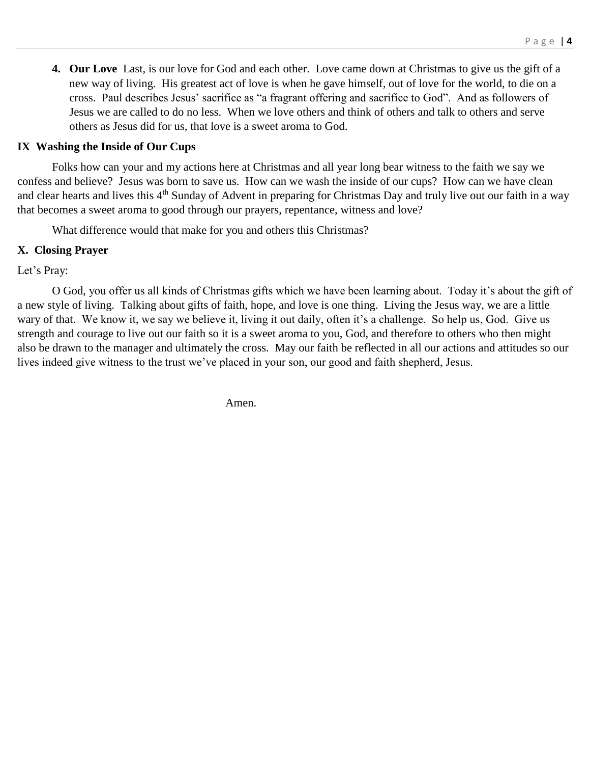4. **Our Love** Last, is our love for God and each other. Love came down at Christmas to give us the gift of a new way of living. His greatest act of love is when he gave himself, out of love for the world, to die on a cross. Paul describes Jesus' sacrifice as "a fragrant offering and sacrifice to God". And as followers of Jesus we are called to do no less. When we love others and think of others and talk to others and serve others as Jesus did for us, that love is a sweet aroma to God.

**IX Washing the Inside of Our Cups**

Folks how can your and my actions here at Christmas and all year long bear witness to the faith we say we confess and believe? Jesus was born to save us. How can we wash the inside of our cups? How can we have clean and clear hearts and lives this 4th Sunday of Advent in preparing for Christmas Day and truly live out our faith in a way that becomes a sweet aroma to good through our prayers, repentance, witness and love?

What difference would that make for you and others this Christmas?

**X. Closing Prayer**

Let's Pray:

O God, you offer us all kinds of Christmas gifts which we have been learning about. Today it's about the gift of a new style of living. Talking about gifts of faith, hope, and love is one thing. Living the Jesus way, we are a little wary of that. We know it, we say we believe it, living it out daily, often it's a challenge. So help us, God. Give us strength and courage to live out our faith so it is a sweet aroma to you, God, and therefore to others who then might also be drawn to the manager and ultimately the cross. May our faith be reflected in all our actions and attitudes so our lives indeed give witness to the trust we've placed in your son, our good and faith shepherd, Jesus.

Amen.